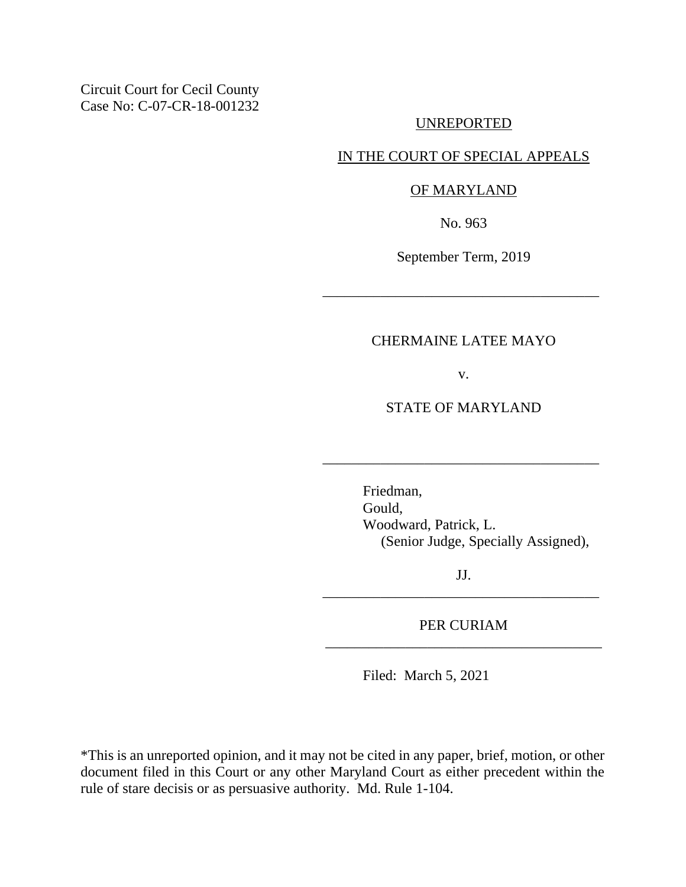Circuit Court for Cecil County
Case No: C-07-CR-18-001232

UNREPORTED

IN THE COURT OF SPECIAL APPEALS

OF MARYLAND

No. 963

September Term, 2019

---

CHERMAINE LATEE MAYO

v.

STATE OF MARYLAND

---

Friedman,
Gould,
Woodward, Patrick, L.
(Senior Judge, Specially Assigned),

JJ.

---

PER CURIAM

---

Filed: March 5, 2021

*This is an unreported opinion, and it may not be cited in any paper, brief, motion, or other document filed in this Court or any other Maryland Court as either precedent within the rule of stare decisis or as persuasive authority. Md. Rule 1-104.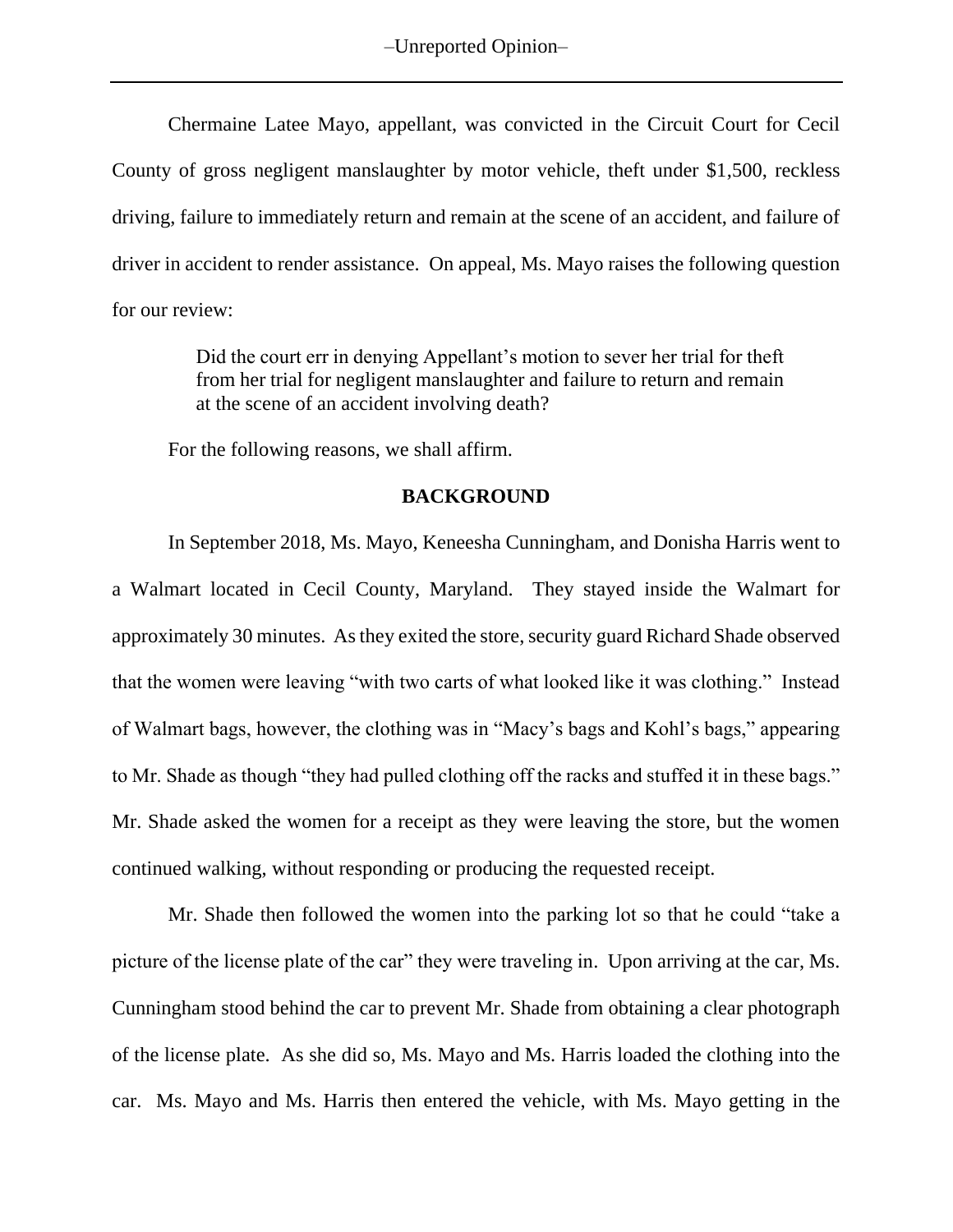Chermaine Latee Mayo, appellant, was convicted in the Circuit Court for Cecil County of gross negligent manslaughter by motor vehicle, theft under $1,500, reckless driving, failure to immediately return and remain at the scene of an accident, and failure of driver in accident to render assistance. On appeal, Ms. Mayo raises the following question for our review:

> Did the court err in denying Appellant's motion to sever her trial for theft from her trial for negligent manslaughter and failure to return and remain at the scene of an accident involving death?

For the following reasons, we shall affirm.

## BACKGROUND

In September 2018, Ms. Mayo, Keneesha Cunningham, and Donisha Harris went to a Walmart located in Cecil County, Maryland. They stayed inside the Walmart for approximately 30 minutes. As they exited the store, security guard Richard Shade observed that the women were leaving "with two carts of what looked like it was clothing." Instead of Walmart bags, however, the clothing was in "Macy's bags and Kohl's bags," appearing to Mr. Shade as though "they had pulled clothing off the racks and stuffed it in these bags." Mr. Shade asked the women for a receipt as they were leaving the store, but the women continued walking, without responding or producing the requested receipt.

Mr. Shade then followed the women into the parking lot so that he could "take a picture of the license plate of the car" they were traveling in. Upon arriving at the car, Ms. Cunningham stood behind the car to prevent Mr. Shade from obtaining a clear photograph of the license plate. As she did so, Ms. Mayo and Ms. Harris loaded the clothing into the car. Ms. Mayo and Ms. Harris then entered the vehicle, with Ms. Mayo getting in the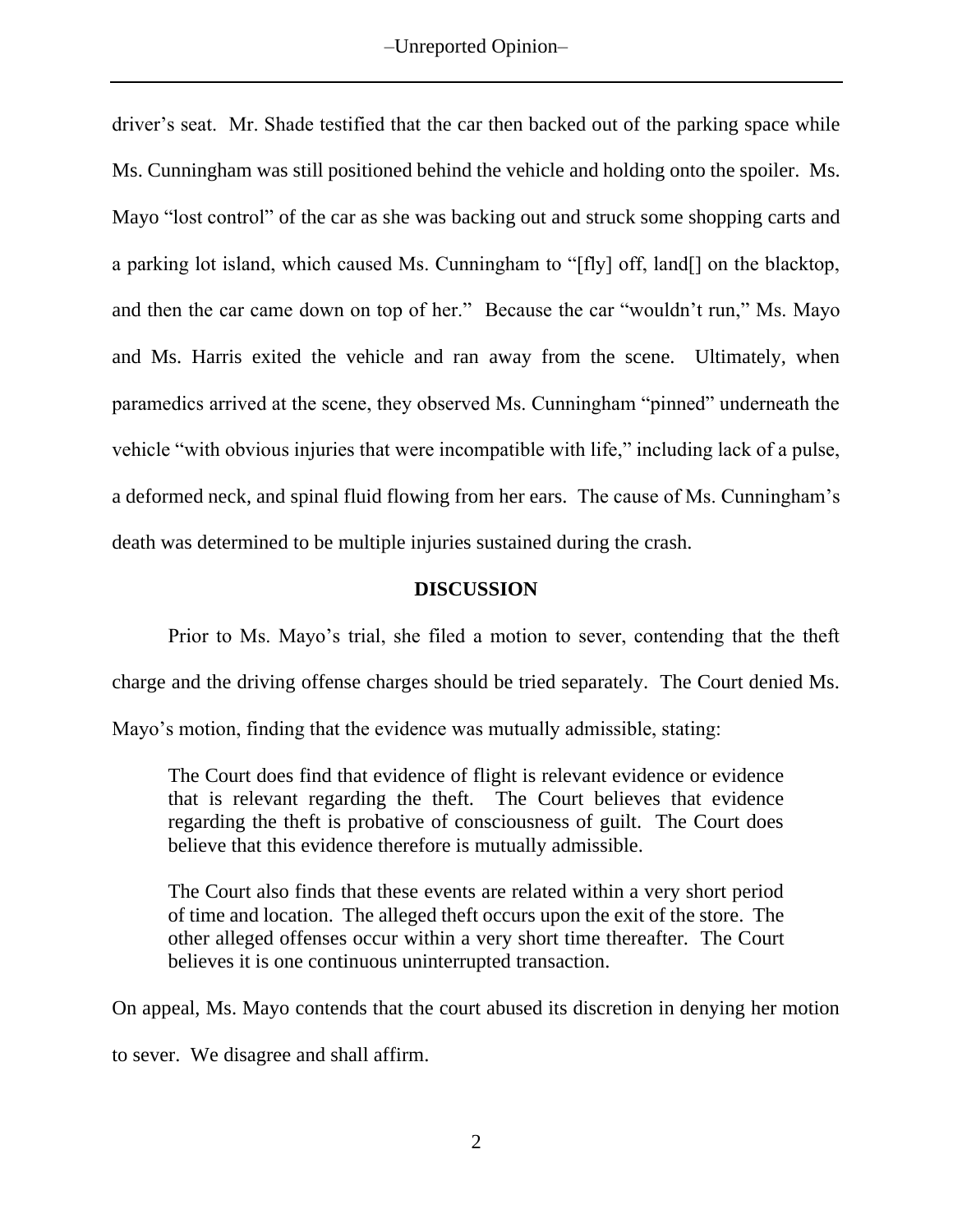driver's seat. Mr. Shade testified that the car then backed out of the parking space while Ms. Cunningham was still positioned behind the vehicle and holding onto the spoiler. Ms. Mayo "lost control" of the car as she was backing out and struck some shopping carts and a parking lot island, which caused Ms. Cunningham to "[fly] off, land[] on the blacktop, and then the car came down on top of her." Because the car "wouldn't run," Ms. Mayo and Ms. Harris exited the vehicle and ran away from the scene. Ultimately, when paramedics arrived at the scene, they observed Ms. Cunningham "pinned" underneath the vehicle "with obvious injuries that were incompatible with life," including lack of a pulse, a deformed neck, and spinal fluid flowing from her ears. The cause of Ms. Cunningham's death was determined to be multiple injuries sustained during the crash.

## DISCUSSION

Prior to Ms. Mayo's trial, she filed a motion to sever, contending that the theft charge and the driving offense charges should be tried separately. The Court denied Ms. Mayo's motion, finding that the evidence was mutually admissible, stating:

> The Court does find that evidence of flight is relevant evidence or evidence that is relevant regarding the theft. The Court believes that evidence regarding the theft is probative of consciousness of guilt. The Court does believe that this evidence therefore is mutually admissible.
>
> The Court also finds that these events are related within a very short period of time and location. The alleged theft occurs upon the exit of the store. The other alleged offenses occur within a very short time thereafter. The Court believes it is one continuous uninterrupted transaction.

On appeal, Ms. Mayo contends that the court abused its discretion in denying her motion to sever. We disagree and shall affirm.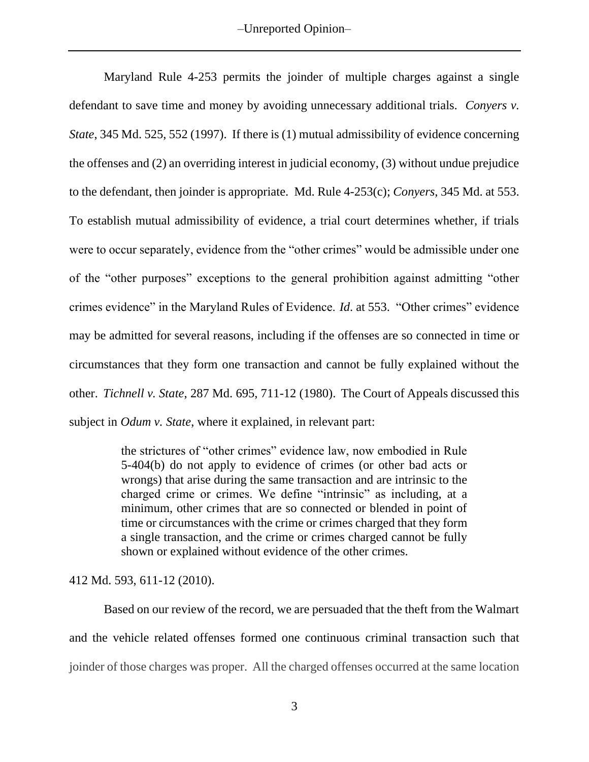Maryland Rule 4-253 permits the joinder of multiple charges against a single defendant to save time and money by avoiding unnecessary additional trials. *Conyers v. State*, 345 Md. 525, 552 (1997). If there is (1) mutual admissibility of evidence concerning the offenses and (2) an overriding interest in judicial economy, (3) without undue prejudice to the defendant, then joinder is appropriate. Md. Rule 4-253(c); *Conyers*, 345 Md. at 553. To establish mutual admissibility of evidence, a trial court determines whether, if trials were to occur separately, evidence from the "other crimes" would be admissible under one of the "other purposes" exceptions to the general prohibition against admitting "other crimes evidence" in the Maryland Rules of Evidence. *Id*. at 553. "Other crimes" evidence may be admitted for several reasons, including if the offenses are so connected in time or circumstances that they form one transaction and cannot be fully explained without the other. *Tichnell v. State*, 287 Md. 695, 711-12 (1980). The Court of Appeals discussed this subject in *Odum v. State*, where it explained, in relevant part:

> the strictures of "other crimes" evidence law, now embodied in Rule 5-404(b) do not apply to evidence of crimes (or other bad acts or wrongs) that arise during the same transaction and are intrinsic to the charged crime or crimes. We define "intrinsic" as including, at a minimum, other crimes that are so connected or blended in point of time or circumstances with the crime or crimes charged that they form a single transaction, and the crime or crimes charged cannot be fully shown or explained without evidence of the other crimes.

412 Md. 593, 611-12 (2010).

Based on our review of the record, we are persuaded that the theft from the Walmart and the vehicle related offenses formed one continuous criminal transaction such that joinder of those charges was proper. All the charged offenses occurred at the same location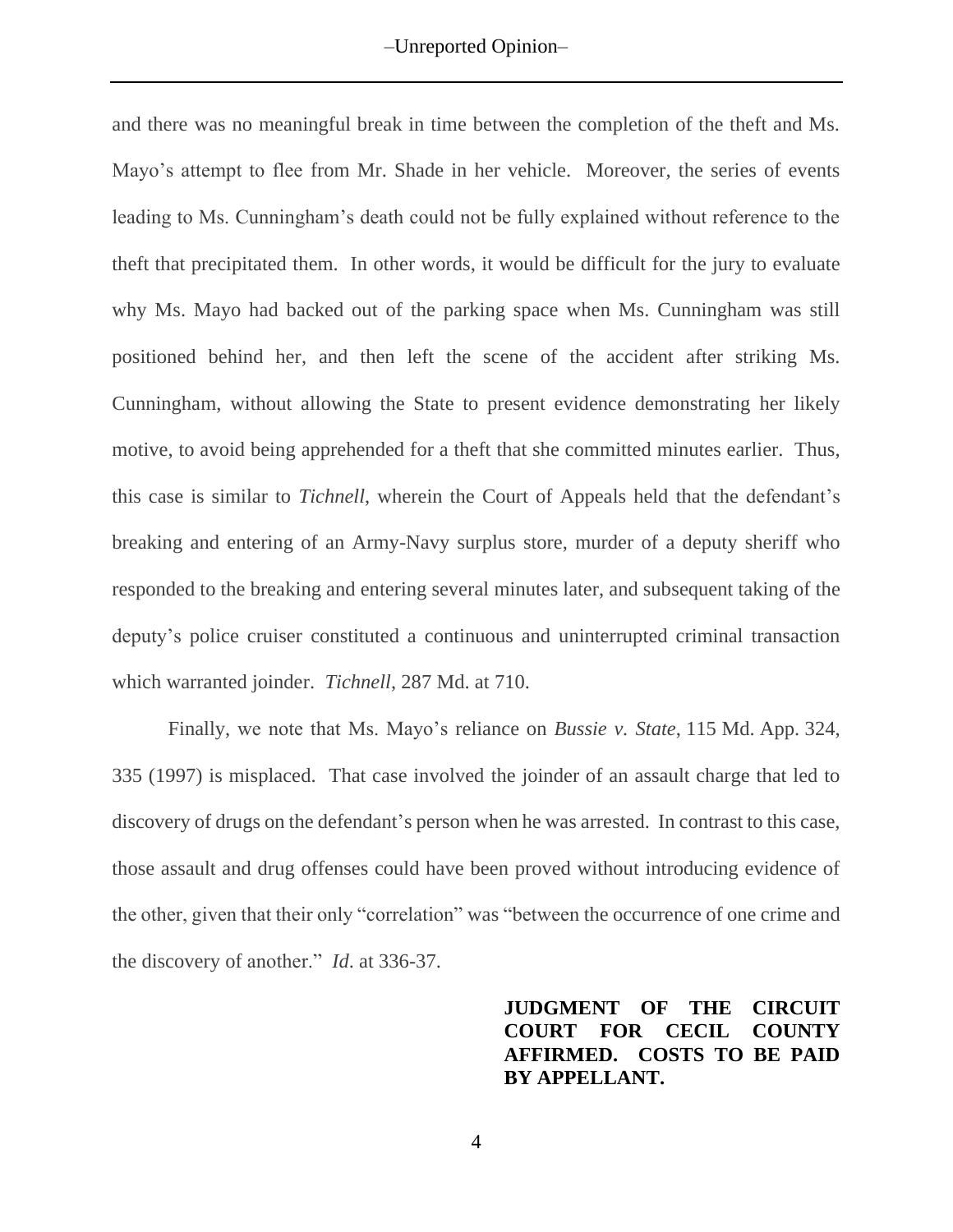and there was no meaningful break in time between the completion of the theft and Ms. Mayo's attempt to flee from Mr. Shade in her vehicle. Moreover, the series of events leading to Ms. Cunningham's death could not be fully explained without reference to the theft that precipitated them. In other words, it would be difficult for the jury to evaluate why Ms. Mayo had backed out of the parking space when Ms. Cunningham was still positioned behind her, and then left the scene of the accident after striking Ms. Cunningham, without allowing the State to present evidence demonstrating her likely motive, to avoid being apprehended for a theft that she committed minutes earlier. Thus, this case is similar to *Tichnell*, wherein the Court of Appeals held that the defendant's breaking and entering of an Army-Navy surplus store, murder of a deputy sheriff who responded to the breaking and entering several minutes later, and subsequent taking of the deputy's police cruiser constituted a continuous and uninterrupted criminal transaction which warranted joinder. *Tichnell*, 287 Md. at 710.

Finally, we note that Ms. Mayo's reliance on *Bussie v. State*, 115 Md. App. 324, 335 (1997) is misplaced. That case involved the joinder of an assault charge that led to discovery of drugs on the defendant's person when he was arrested. In contrast to this case, those assault and drug offenses could have been proved without introducing evidence of the other, given that their only "correlation" was "between the occurrence of one crime and the discovery of another." *Id*. at 336-37.

**JUDGMENT OF THE CIRCUIT COURT FOR CECIL COUNTY AFFIRMED. COSTS TO BE PAID BY APPELLANT.**